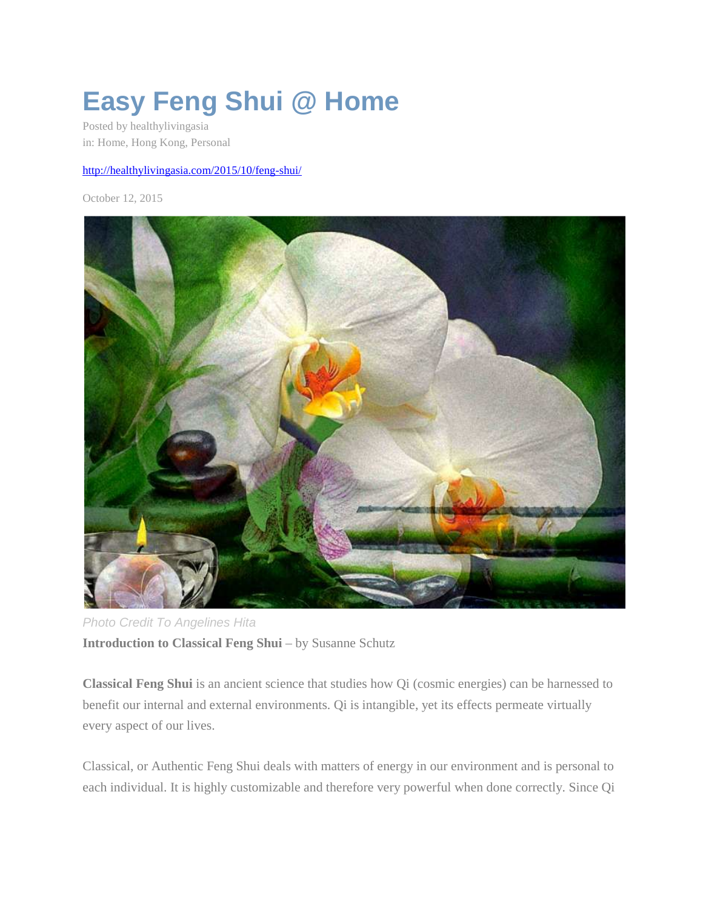# Easy Feng Shui @ Home

Posted by healthylivingasia
in: Home, Hong Kong, Personal

http://healthylivingasia.com/2015/10/feng-shui/

October 12, 2015

*Photo Credit To Angelines Hita*

**Introduction to Classical Feng Shui** – by Susanne Schutz

**Classical Feng Shui** is an ancient science that studies how Qi (cosmic energies) can be harnessed to benefit our internal and external environments. Qi is intangible, yet its effects permeate virtually every aspect of our lives.

Classical, or Authentic Feng Shui deals with matters of energy in our environment and is personal to each individual. It is highly customizable and therefore very powerful when done correctly. Since Qi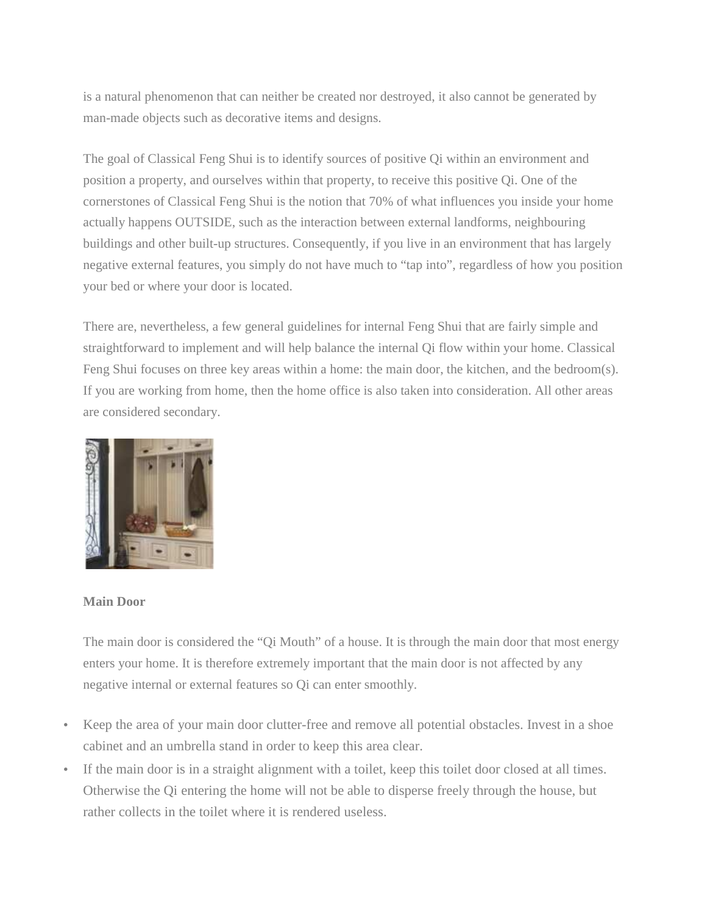is a natural phenomenon that can neither be created nor destroyed, it also cannot be generated by man-made objects such as decorative items and designs.

The goal of Classical Feng Shui is to identify sources of positive Qi within an environment and position a property, and ourselves within that property, to receive this positive Qi. One of the cornerstones of Classical Feng Shui is the notion that 70% of what influences you inside your home actually happens OUTSIDE, such as the interaction between external landforms, neighbouring buildings and other built-up structures. Consequently, if you live in an environment that has largely negative external features, you simply do not have much to "tap into", regardless of how you position your bed or where your door is located.

There are, nevertheless, a few general guidelines for internal Feng Shui that are fairly simple and straightforward to implement and will help balance the internal Qi flow within your home. Classical Feng Shui focuses on three key areas within a home: the main door, the kitchen, and the bedroom(s). If you are working from home, then the home office is also taken into consideration. All other areas are considered secondary.

**Main Door**

The main door is considered the "Qi Mouth" of a house. It is through the main door that most energy enters your home. It is therefore extremely important that the main door is not affected by any negative internal or external features so Qi can enter smoothly.

- Keep the area of your main door clutter-free and remove all potential obstacles. Invest in a shoe cabinet and an umbrella stand in order to keep this area clear.
- If the main door is in a straight alignment with a toilet, keep this toilet door closed at all times. Otherwise the Qi entering the home will not be able to disperse freely through the house, but rather collects in the toilet where it is rendered useless.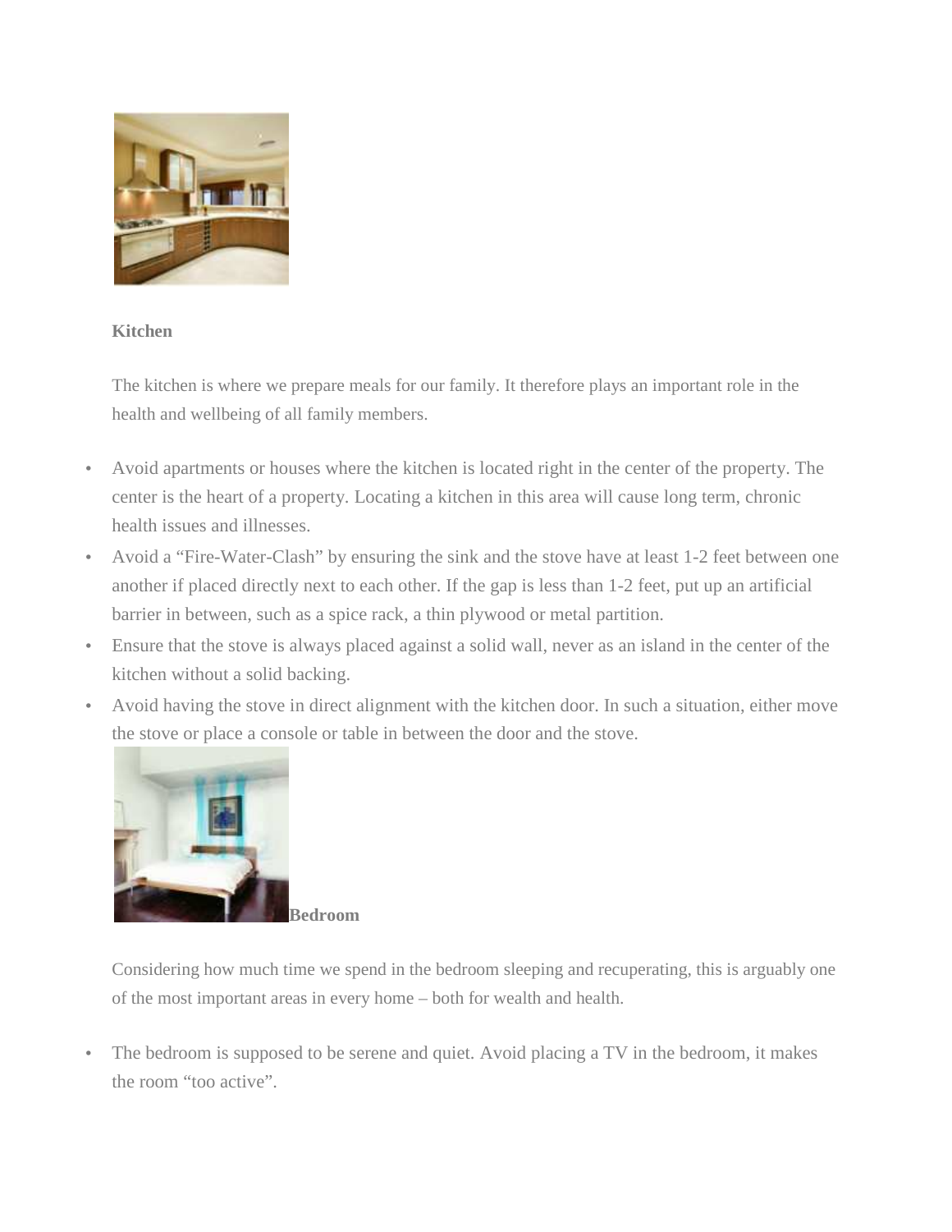**Kitchen**

The kitchen is where we prepare meals for our family. It therefore plays an important role in the health and wellbeing of all family members.

- Avoid apartments or houses where the kitchen is located right in the center of the property. The center is the heart of a property. Locating a kitchen in this area will cause long term, chronic health issues and illnesses.
- Avoid a “Fire-Water-Clash” by ensuring the sink and the stove have at least 1-2 feet between one another if placed directly next to each other. If the gap is less than 1-2 feet, put up an artificial barrier in between, such as a spice rack, a thin plywood or metal partition.
- Ensure that the stove is always placed against a solid wall, never as an island in the center of the kitchen without a solid backing.
- Avoid having the stove in direct alignment with the kitchen door. In such a situation, either move the stove or place a console or table in between the door and the stove.

**Bedroom**

Considering how much time we spend in the bedroom sleeping and recuperating, this is arguably one of the most important areas in every home – both for wealth and health.

- The bedroom is supposed to be serene and quiet. Avoid placing a TV in the bedroom, it makes the room “too active”.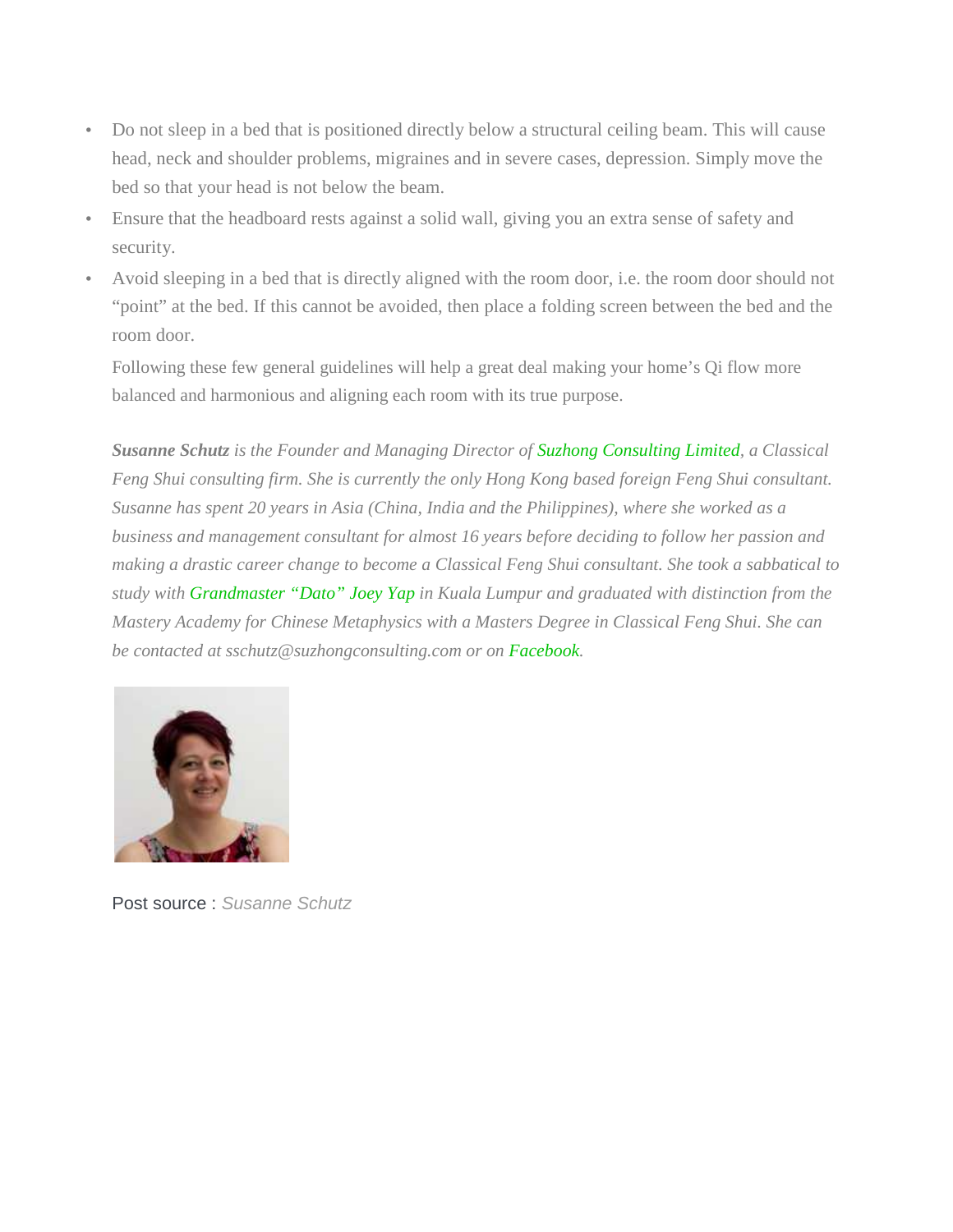- Do not sleep in a bed that is positioned directly below a structural ceiling beam. This will cause head, neck and shoulder problems, migraines and in severe cases, depression. Simply move the bed so that your head is not below the beam.
- Ensure that the headboard rests against a solid wall, giving you an extra sense of safety and security.
- Avoid sleeping in a bed that is directly aligned with the room door, i.e. the room door should not "point" at the bed. If this cannot be avoided, then place a folding screen between the bed and the room door.

Following these few general guidelines will help a great deal making your home's Qi flow more balanced and harmonious and aligning each room with its true purpose.

***Susanne Schutz** is the Founder and Managing Director of Suzhong Consulting Limited, a Classical Feng Shui consulting firm. She is currently the only Hong Kong based foreign Feng Shui consultant. Susanne has spent 20 years in Asia (China, India and the Philippines), where she worked as a business and management consultant for almost 16 years before deciding to follow her passion and making a drastic career change to become a Classical Feng Shui consultant. She took a sabbatical to study with Grandmaster "Dato" Joey Yap in Kuala Lumpur and graduated with distinction from the Mastery Academy for Chinese Metaphysics with a Masters Degree in Classical Feng Shui. She can be contacted at sschutz@suzhongconsulting.com or on Facebook.*

Post source : *Susanne Schutz*